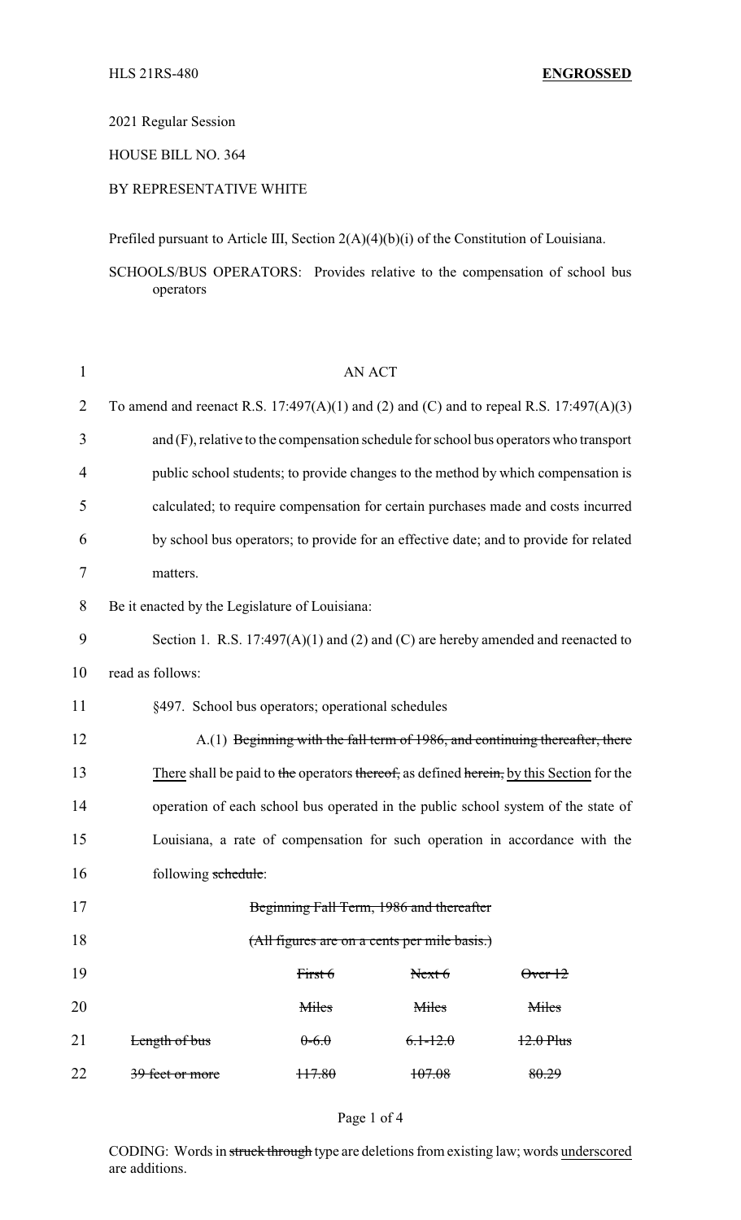HLS 21RS-480 **ENGROSSED**

2021 Regular Session

HOUSE BILL NO. 364

BY REPRESENTATIVE WHITE

Prefiled pursuant to Article III, Section 2(A)(4)(b)(i) of the Constitution of Louisiana.

SCHOOLS/BUS OPERATORS: Provides relative to the compensation of school bus operators

AN ACT

To amend and reenact R.S. 17:497(A)(1) and (2) and (C) and to repeal R.S. 17:497(A)(3) and (F), relative to the compensation schedule for school bus operators who transport public school students; to provide changes to the method by which compensation is calculated; to require compensation for certain purchases made and costs incurred by school bus operators; to provide for an effective date; and to provide for related matters.

Be it enacted by the Legislature of Louisiana:

Section 1. R.S. 17:497(A)(1) and (2) and (C) are hereby amended and reenacted to read as follows:

§497. School bus operators; operational schedules

A.(1) ~~Beginning with the fall term of 1986, and continuing thereafter, there~~ There shall be paid to ~~the~~ operators ~~thereof,~~ as defined ~~herein,~~ by this Section for the operation of each school bus operated in the public school system of the state of Louisiana, a rate of compensation for such operation in accordance with the following ~~schedule~~:

~~Beginning Fall Term, 1986 and thereafter~~

~~(All figures are on a cents per mile basis.)~~

| | ~~First 6 Miles~~ | ~~Next 6 Miles~~ | ~~Over 12 Miles~~ |
|---|---|---|---|
| ~~Length of bus~~ | ~~0-6.0~~ | ~~6.1-12.0~~ | ~~12.0 Plus~~ |
| ~~39 feet or more~~ | ~~117.80~~ | ~~107.08~~ | ~~80.29~~ |

CODING: Words in ~~struck through~~ type are deletions from existing law; words underscored are additions.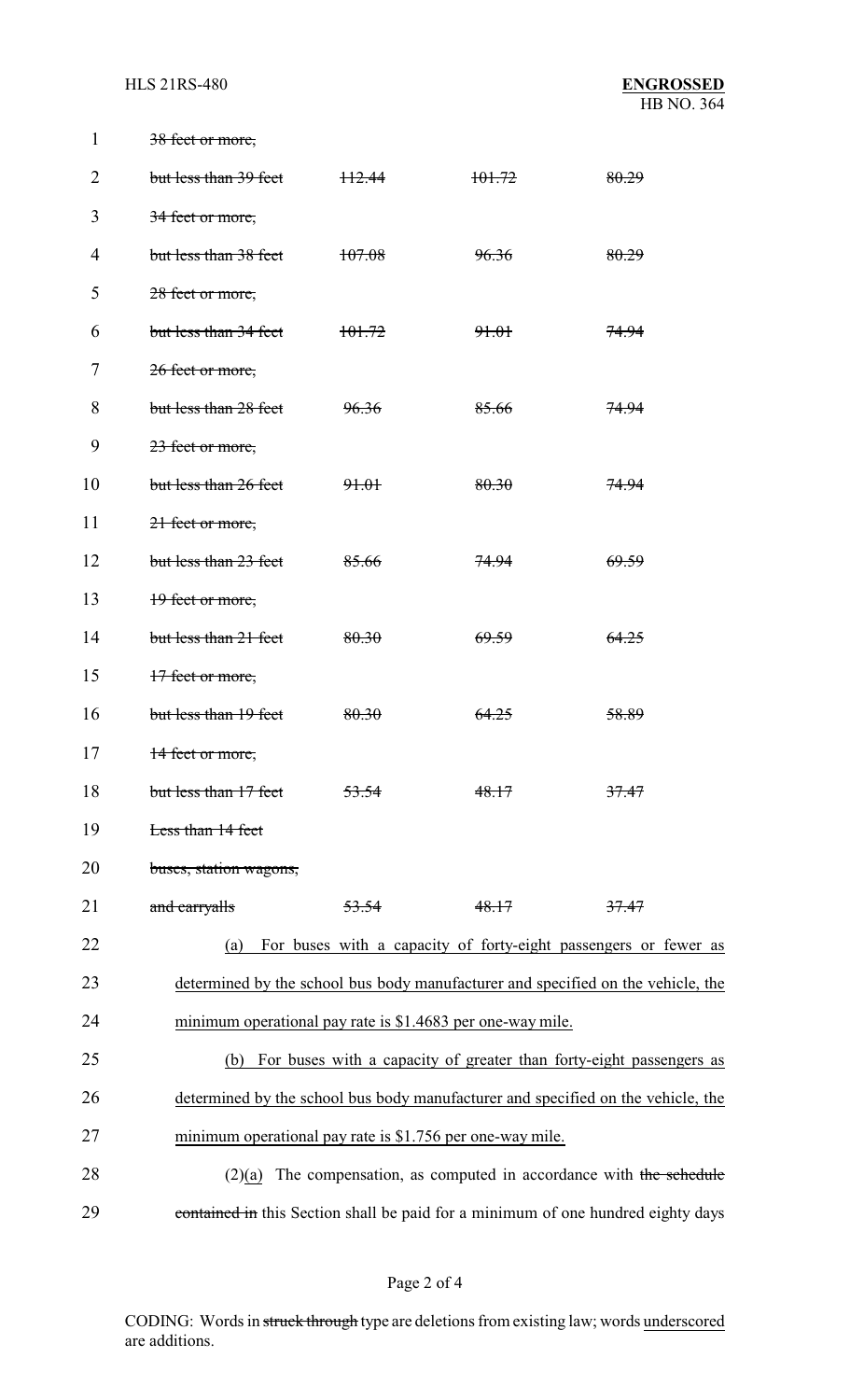| | | | |
|---|---|---|---|
| ~~38 feet or more,~~ | | | |
| ~~but less than 39 feet~~ | ~~112.44~~ | ~~101.72~~ | ~~80.29~~ |
| ~~34 feet or more,~~ | | | |
| ~~but less than 38 feet~~ | ~~107.08~~ | ~~96.36~~ | ~~80.29~~ |
| ~~28 feet or more,~~ | | | |
| ~~but less than 34 feet~~ | ~~101.72~~ | ~~91.01~~ | ~~74.94~~ |
| ~~26 feet or more,~~ | | | |
| ~~but less than 28 feet~~ | ~~96.36~~ | ~~85.66~~ | ~~74.94~~ |
| ~~23 feet or more,~~ | | | |
| ~~but less than 26 feet~~ | ~~91.01~~ | ~~80.30~~ | ~~74.94~~ |
| ~~21 feet or more,~~ | | | |
| ~~but less than 23 feet~~ | ~~85.66~~ | ~~74.94~~ | ~~69.59~~ |
| ~~19 feet or more,~~ | | | |
| ~~but less than 21 feet~~ | ~~80.30~~ | ~~69.59~~ | ~~64.25~~ |
| ~~17 feet or more,~~ | | | |
| ~~but less than 19 feet~~ | ~~80.30~~ | ~~64.25~~ | ~~58.89~~ |
| ~~14 feet or more,~~ | | | |
| ~~but less than 17 feet~~ | ~~53.54~~ | ~~48.17~~ | ~~37.47~~ |
| ~~Less than 14 feet~~ | | | |
| ~~buses, station wagons,~~ | | | |
| ~~and carryalls~~ | ~~53.54~~ | ~~48.17~~ | ~~37.47~~ |

(a) For buses with a capacity of forty-eight passengers or fewer as determined by the school bus body manufacturer and specified on the vehicle, the minimum operational pay rate is $1.4683 per one-way mile.

(b) For buses with a capacity of greater than forty-eight passengers as determined by the school bus body manufacturer and specified on the vehicle, the minimum operational pay rate is $1.756 per one-way mile.

(2)(a) The compensation, as computed in accordance with ~~the schedule contained in~~ this Section shall be paid for a minimum of one hundred eighty days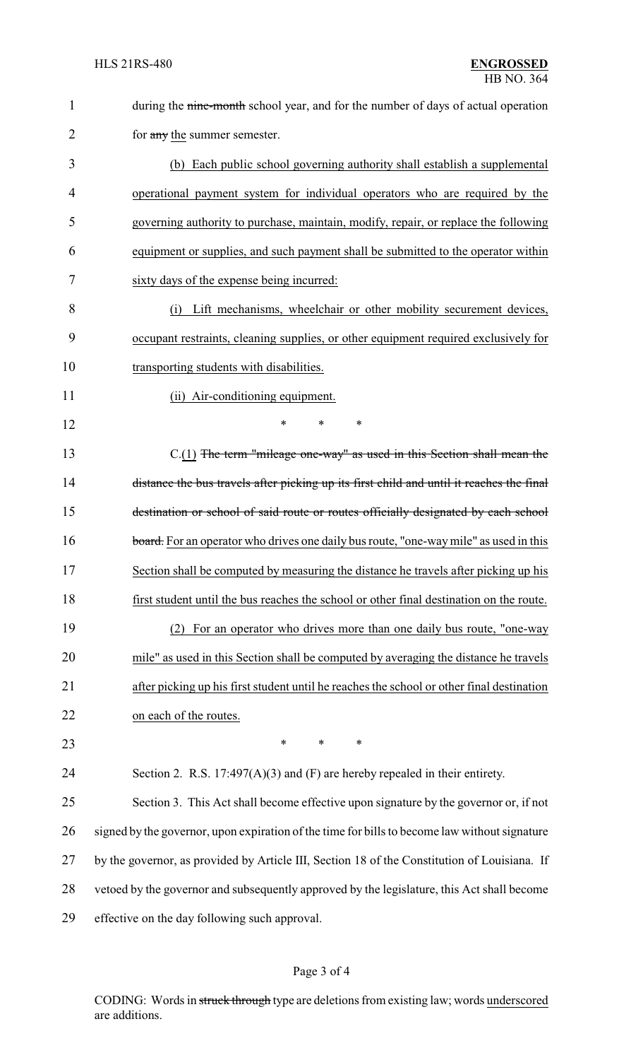during the ~~nine-month~~ school year, and for the number of days of actual operation for ~~any~~ <u>the</u> summer semester.

<u>(b) Each public school governing authority shall establish a supplemental operational payment system for individual operators who are required by the governing authority to purchase, maintain, modify, repair, or replace the following equipment or supplies, and such payment shall be submitted to the operator within sixty days of the expense being incurred:</u>

<u>(i) Lift mechanisms, wheelchair or other mobility securement devices, occupant restraints, cleaning supplies, or other equipment required exclusively for transporting students with disabilities.</u>

<u>(ii) Air-conditioning equipment.</u>

\* \* \*

C.<u>(1)</u> ~~The term "mileage one-way" as used in this Section shall mean the distance the bus travels after picking up its first child and until it reaches the final destination or school of said route or routes officially designated by each school board.~~ <u>For an operator who drives one daily bus route, "one-way mile" as used in this Section shall be computed by measuring the distance he travels after picking up his first student until the bus reaches the school or other final destination on the route.</u>

<u>(2) For an operator who drives more than one daily bus route, "one-way mile" as used in this Section shall be computed by averaging the distance he travels after picking up his first student until he reaches the school or other final destination on each of the routes.</u>

\* \* \*

Section 2. R.S. 17:497(A)(3) and (F) are hereby repealed in their entirety.

Section 3. This Act shall become effective upon signature by the governor or, if not signed by the governor, upon expiration of the time for bills to become law without signature by the governor, as provided by Article III, Section 18 of the Constitution of Louisiana. If vetoed by the governor and subsequently approved by the legislature, this Act shall become effective on the day following such approval.

CODING: Words in ~~struck through~~ type are deletions from existing law; words <u>underscored</u> are additions.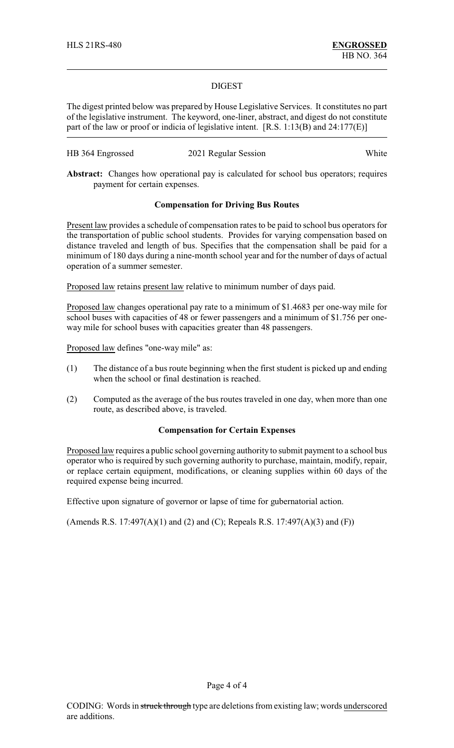## DIGEST

The digest printed below was prepared by House Legislative Services. It constitutes no part of the legislative instrument. The keyword, one-liner, abstract, and digest do not constitute part of the law or proof or indicia of legislative intent. [R.S. 1:13(B) and 24:177(E)]

HB 364 Engrossed 2021 Regular Session White

**Abstract:** Changes how operational pay is calculated for school bus operators; requires payment for certain expenses.

### Compensation for Driving Bus Routes

Present law provides a schedule of compensation rates to be paid to school bus operators for the transportation of public school students. Provides for varying compensation based on distance traveled and length of bus. Specifies that the compensation shall be paid for a minimum of 180 days during a nine-month school year and for the number of days of actual operation of a summer semester.

Proposed law retains present law relative to minimum number of days paid.

Proposed law changes operational pay rate to a minimum of $1.4683 per one-way mile for school buses with capacities of 48 or fewer passengers and a minimum of $1.756 per one-way mile for school buses with capacities greater than 48 passengers.

Proposed law defines "one-way mile" as:

(1) The distance of a bus route beginning when the first student is picked up and ending when the school or final destination is reached.

(2) Computed as the average of the bus routes traveled in one day, when more than one route, as described above, is traveled.

### Compensation for Certain Expenses

Proposed law requires a public school governing authority to submit payment to a school bus operator who is required by such governing authority to purchase, maintain, modify, repair, or replace certain equipment, modifications, or cleaning supplies within 60 days of the required expense being incurred.

Effective upon signature of governor or lapse of time for gubernatorial action.

(Amends R.S. 17:497(A)(1) and (2) and (C); Repeals R.S. 17:497(A)(3) and (F))

CODING: Words in ~~struck through~~ type are deletions from existing law; words underscored are additions.